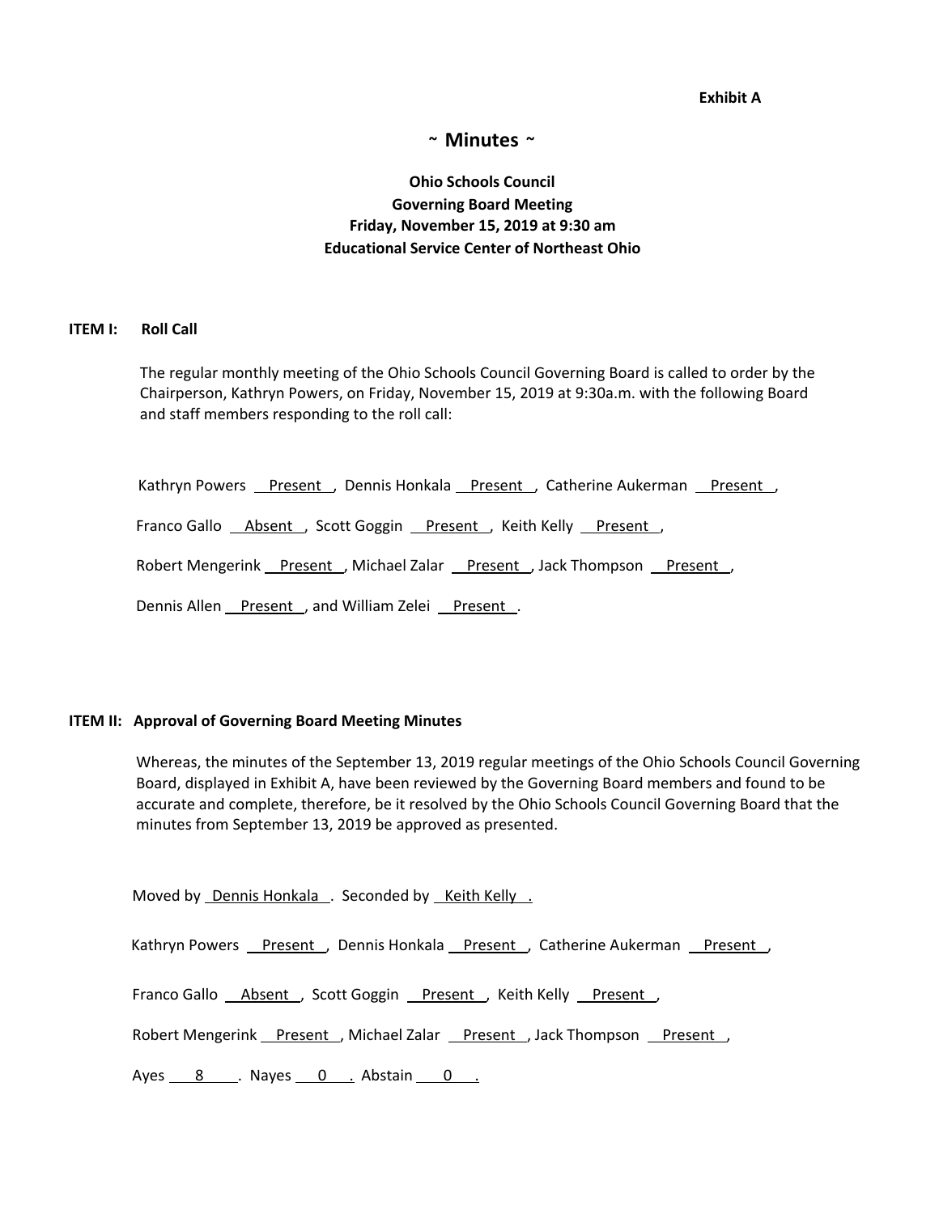**Exhibit A**

# ~ Minutes ~

**Ohio Schools Council**
**Governing Board Meeting**
**Friday, November 15, 2019 at 9:30 am**
**Educational Service Center of Northeast Ohio**

## ITEM I: Roll Call

The regular monthly meeting of the Ohio Schools Council Governing Board is called to order by the Chairperson, Kathryn Powers, on Friday, November 15, 2019 at 9:30a.m. with the following Board and staff members responding to the roll call:

Kathryn Powers Present, Dennis Honkala Present, Catherine Aukerman Present,

Franco Gallo Absent, Scott Goggin Present, Keith Kelly Present,

Robert Mengerink Present, Michael Zalar Present, Jack Thompson Present,

Dennis Allen Present, and William Zelei Present.

## ITEM II: Approval of Governing Board Meeting Minutes

Whereas, the minutes of the September 13, 2019 regular meetings of the Ohio Schools Council Governing Board, displayed in Exhibit A, have been reviewed by the Governing Board members and found to be accurate and complete, therefore, be it resolved by the Ohio Schools Council Governing Board that the minutes from September 13, 2019 be approved as presented.

Moved by Dennis Honkala. Seconded by Keith Kelly.

Kathryn Powers Present, Dennis Honkala Present, Catherine Aukerman Present,

Franco Gallo Absent, Scott Goggin Present, Keith Kelly Present,

Robert Mengerink Present, Michael Zalar Present, Jack Thompson Present,

Ayes 8. Nayes 0. Abstain 0.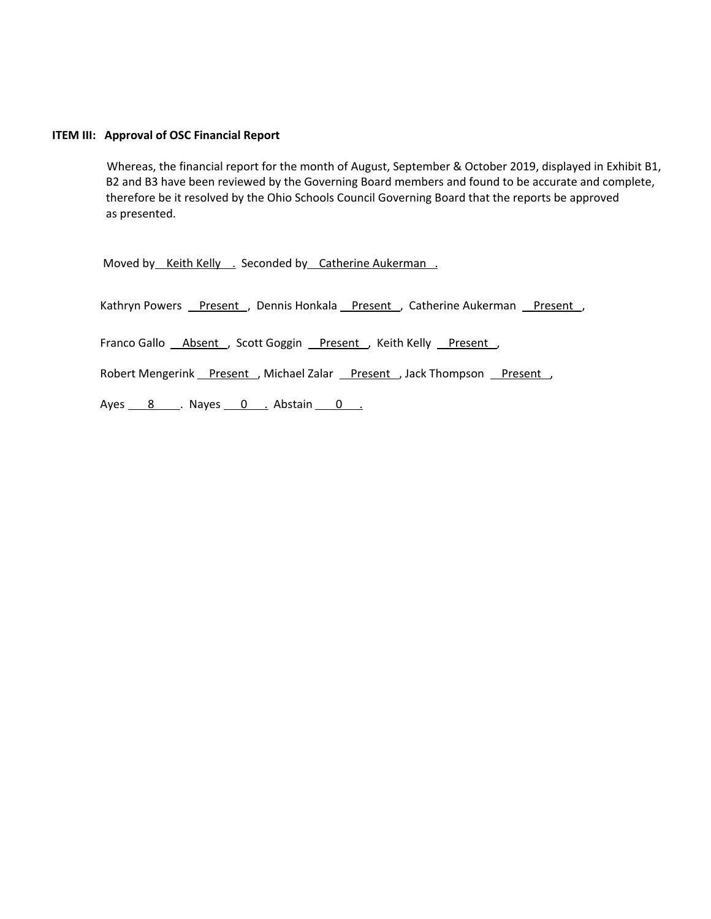**ITEM III: Approval of OSC Financial Report**

Whereas, the financial report for the month of August, September & October 2019, displayed in Exhibit B1, B2 and B3 have been reviewed by the Governing Board members and found to be accurate and complete, therefore be it resolved by the Ohio Schools Council Governing Board that the reports be approved as presented.

Moved by Keith Kelly . Seconded by Catherine Aukerman .

Kathryn Powers Present , Dennis Honkala Present , Catherine Aukerman Present ,

Franco Gallo Absent , Scott Goggin Present , Keith Kelly Present ,

Robert Mengerink Present , Michael Zalar Present , Jack Thompson Present ,

Ayes 8 . Nayes 0 . Abstain 0 .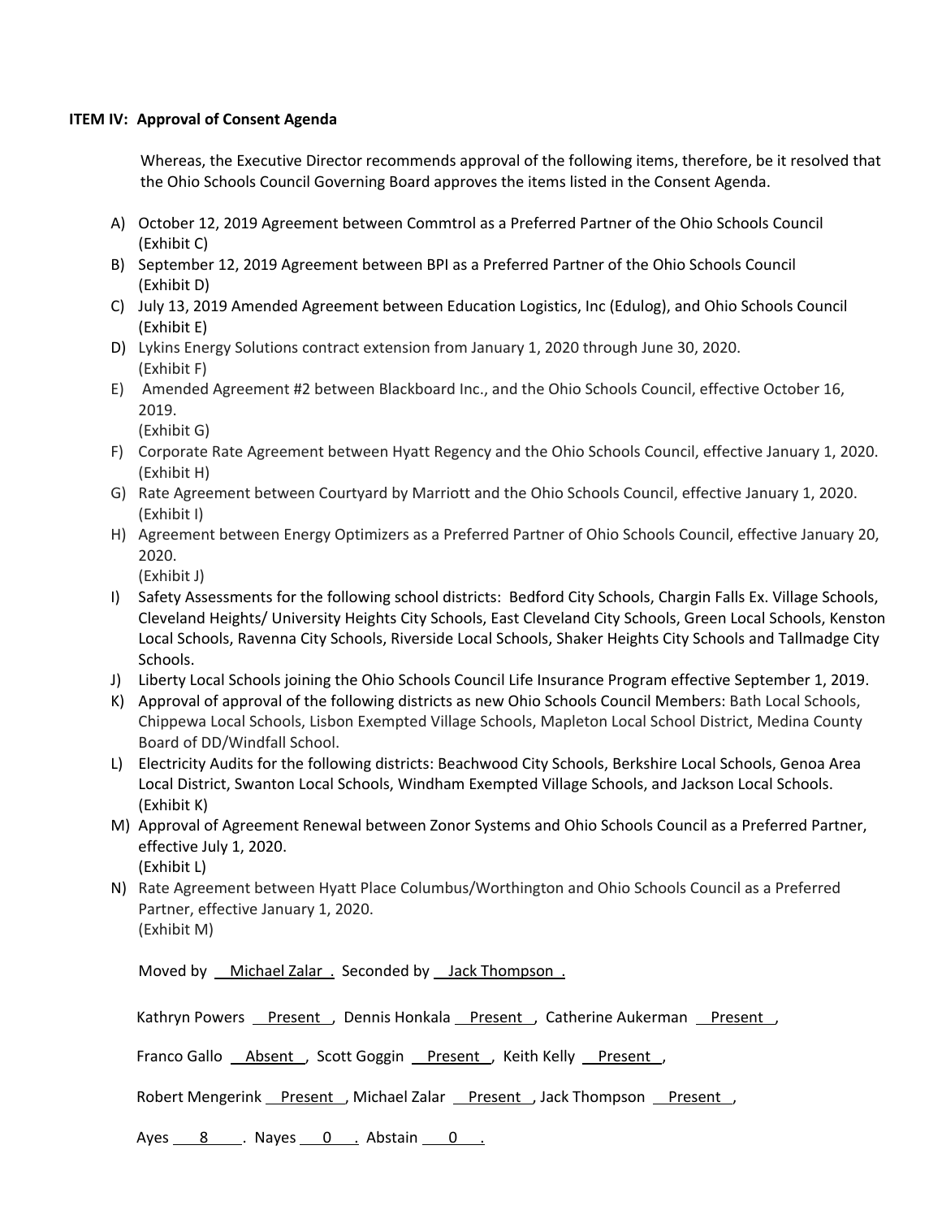**ITEM IV: Approval of Consent Agenda**

Whereas, the Executive Director recommends approval of the following items, therefore, be it resolved that the Ohio Schools Council Governing Board approves the items listed in the Consent Agenda.

A) October 12, 2019 Agreement between Commtrol as a Preferred Partner of the Ohio Schools Council (Exhibit C)

B) September 12, 2019 Agreement between BPI as a Preferred Partner of the Ohio Schools Council (Exhibit D)

C) July 13, 2019 Amended Agreement between Education Logistics, Inc (Edulog), and Ohio Schools Council (Exhibit E)

D) Lykins Energy Solutions contract extension from January 1, 2020 through June 30, 2020. (Exhibit F)

E) Amended Agreement #2 between Blackboard Inc., and the Ohio Schools Council, effective October 16, 2019. (Exhibit G)

F) Corporate Rate Agreement between Hyatt Regency and the Ohio Schools Council, effective January 1, 2020. (Exhibit H)

G) Rate Agreement between Courtyard by Marriott and the Ohio Schools Council, effective January 1, 2020. (Exhibit I)

H) Agreement between Energy Optimizers as a Preferred Partner of Ohio Schools Council, effective January 20, 2020. (Exhibit J)

I) Safety Assessments for the following school districts: Bedford City Schools, Chargin Falls Ex. Village Schools, Cleveland Heights/ University Heights City Schools, East Cleveland City Schools, Green Local Schools, Kenston Local Schools, Ravenna City Schools, Riverside Local Schools, Shaker Heights City Schools and Tallmadge City Schools.

J) Liberty Local Schools joining the Ohio Schools Council Life Insurance Program effective September 1, 2019.

K) Approval of approval of the following districts as new Ohio Schools Council Members: Bath Local Schools, Chippewa Local Schools, Lisbon Exempted Village Schools, Mapleton Local School District, Medina County Board of DD/Windfall School.

L) Electricity Audits for the following districts: Beachwood City Schools, Berkshire Local Schools, Genoa Area Local District, Swanton Local Schools, Windham Exempted Village Schools, and Jackson Local Schools. (Exhibit K)

M) Approval of Agreement Renewal between Zonor Systems and Ohio Schools Council as a Preferred Partner, effective July 1, 2020. (Exhibit L)

N) Rate Agreement between Hyatt Place Columbus/Worthington and Ohio Schools Council as a Preferred Partner, effective January 1, 2020. (Exhibit M)

Moved by Michael Zalar . Seconded by Jack Thompson .

Kathryn Powers Present , Dennis Honkala Present , Catherine Aukerman Present ,

Franco Gallo Absent , Scott Goggin Present , Keith Kelly Present ,

Robert Mengerink Present , Michael Zalar Present , Jack Thompson Present ,

Ayes 8 . Nayes 0 . Abstain 0 .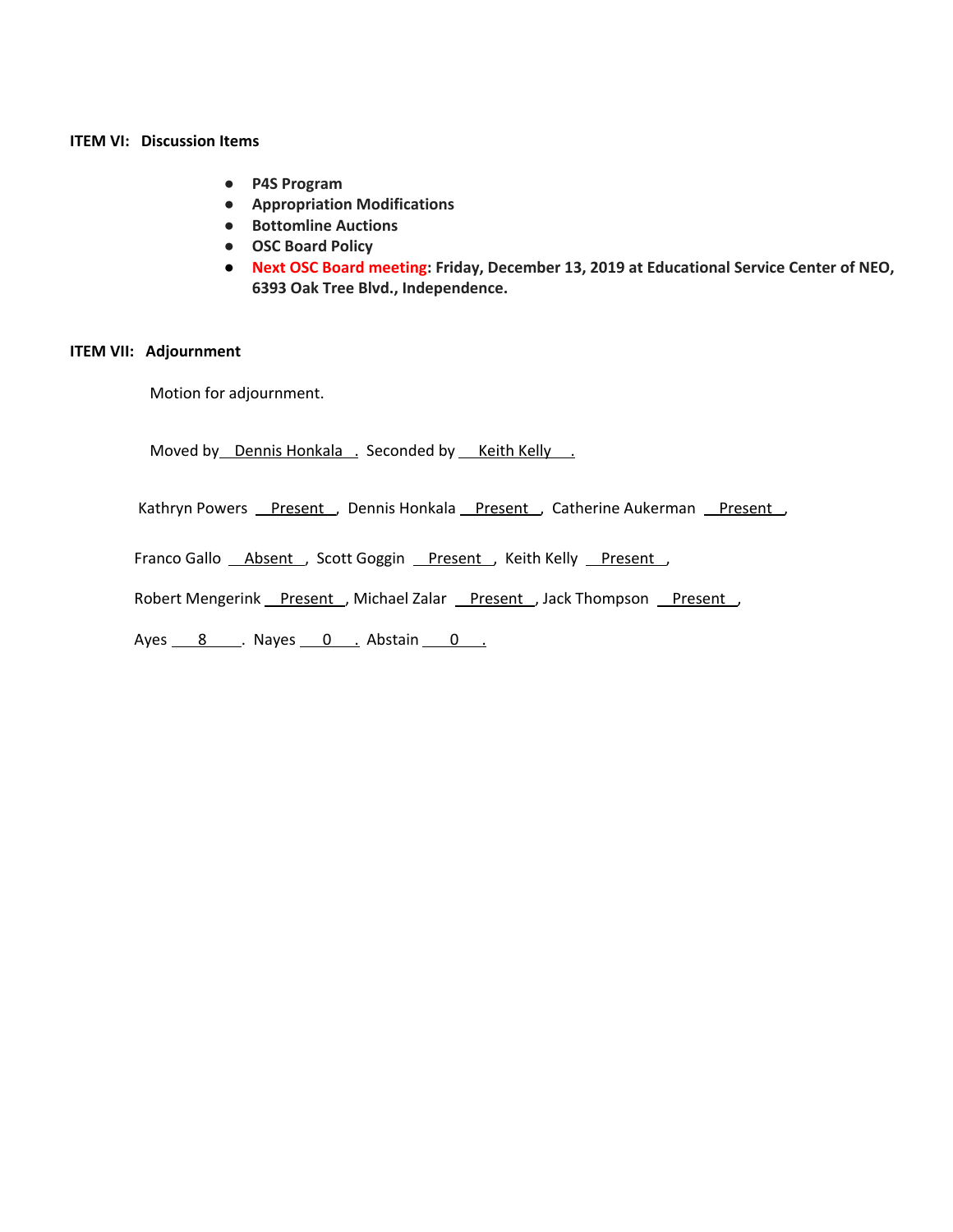**ITEM VI: Discussion Items**

- **P4S Program**
- **Appropriation Modifications**
- **Bottomline Auctions**
- **OSC Board Policy**
- **Next OSC Board meeting: Friday, December 13, 2019 at Educational Service Center of NEO, 6393 Oak Tree Blvd., Independence.**

**ITEM VII: Adjournment**

Motion for adjournment.

Moved by Dennis Honkala . Seconded by Keith Kelly .

Kathryn Powers Present , Dennis Honkala Present , Catherine Aukerman Present ,

Franco Gallo Absent , Scott Goggin Present , Keith Kelly Present ,

Robert Mengerink Present , Michael Zalar Present , Jack Thompson Present ,

Ayes 8 . Nayes 0 . Abstain 0 .